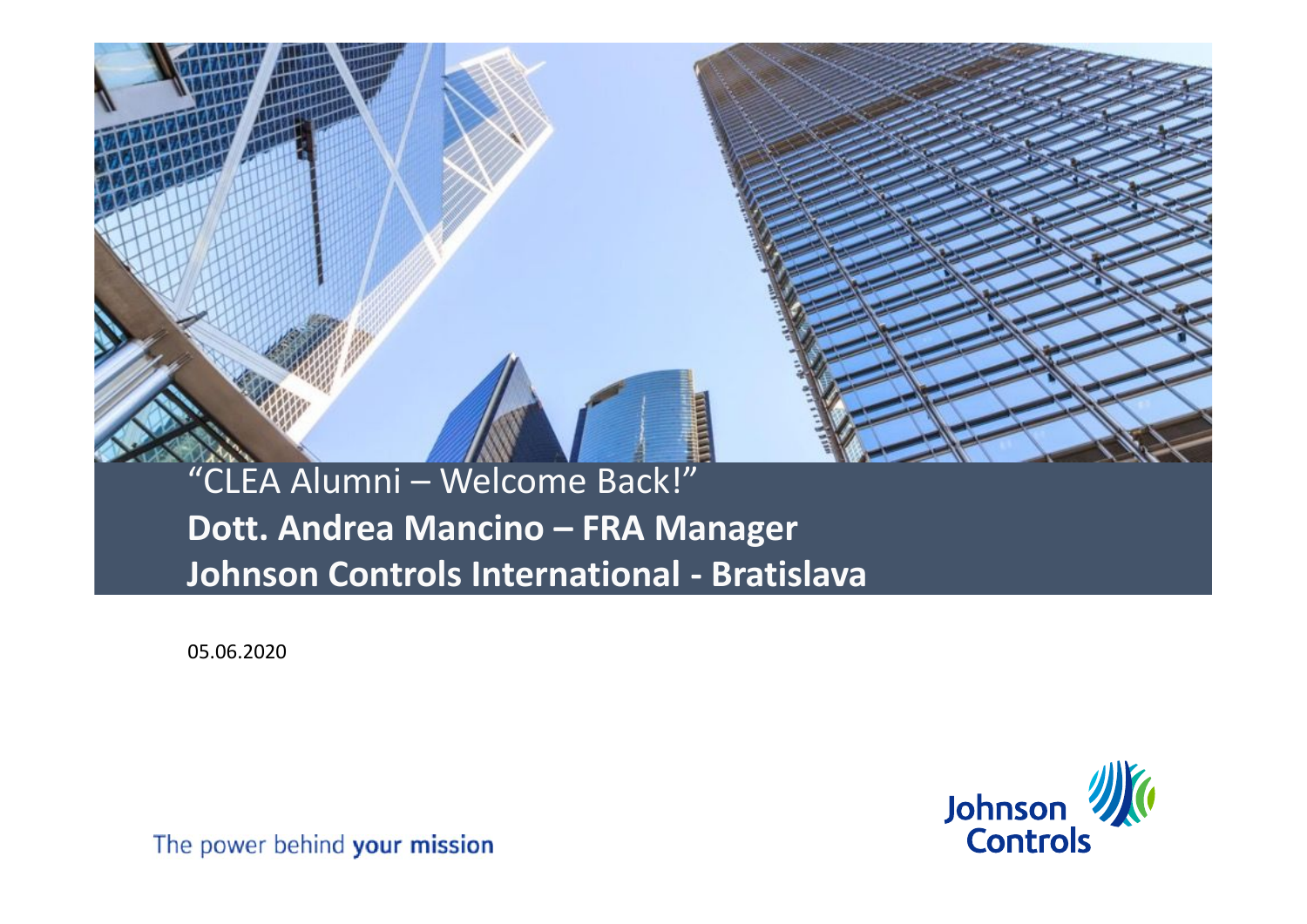# "CLEA Alumni – Welcome Back!"

**Dott. Andrea Mancino – FRA Manager**

**Johnson Controls International - Bratislava**

05.06.2020

The power behind **your mission**

Johnson Controls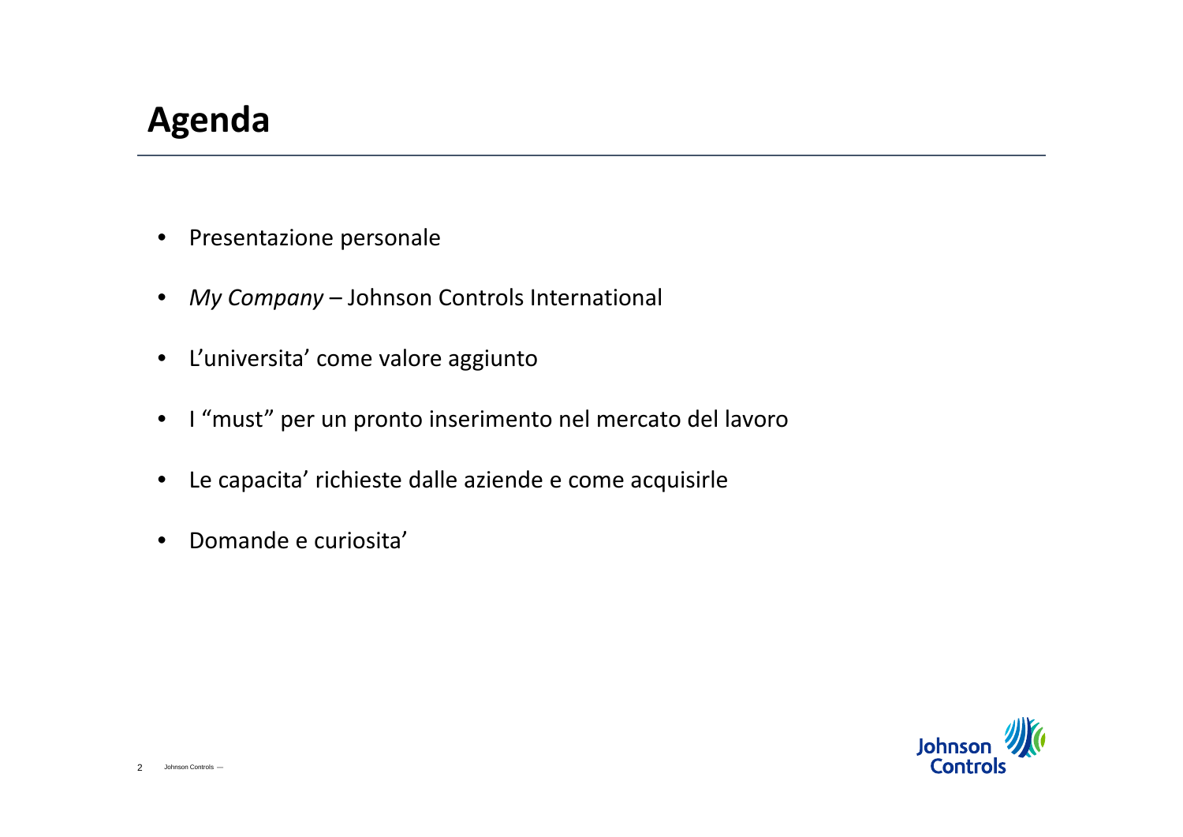# Agenda

- Presentazione personale
- *My Company* – Johnson Controls International
- L’universita’ come valore aggiunto
- I “must” per un pronto inserimento nel mercato del lavoro
- Le capacita’ richieste dalle aziende e come acquisirle
- Domande e curiosita’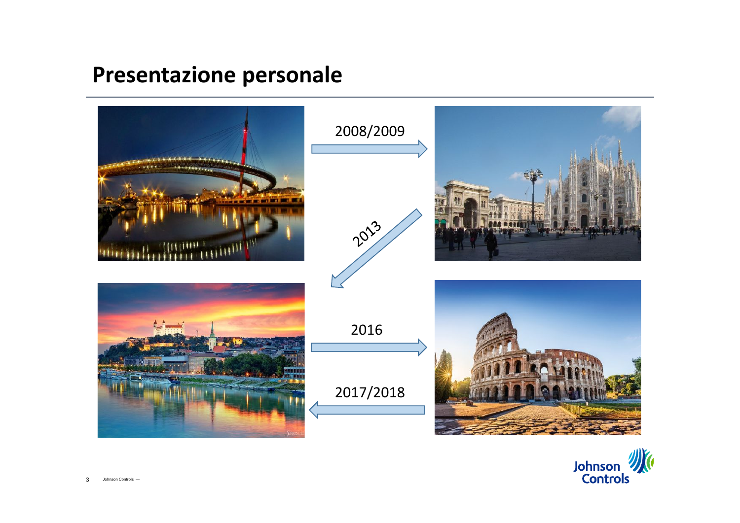# Presentazione personale

2008/2009

2013

2016

2017/2018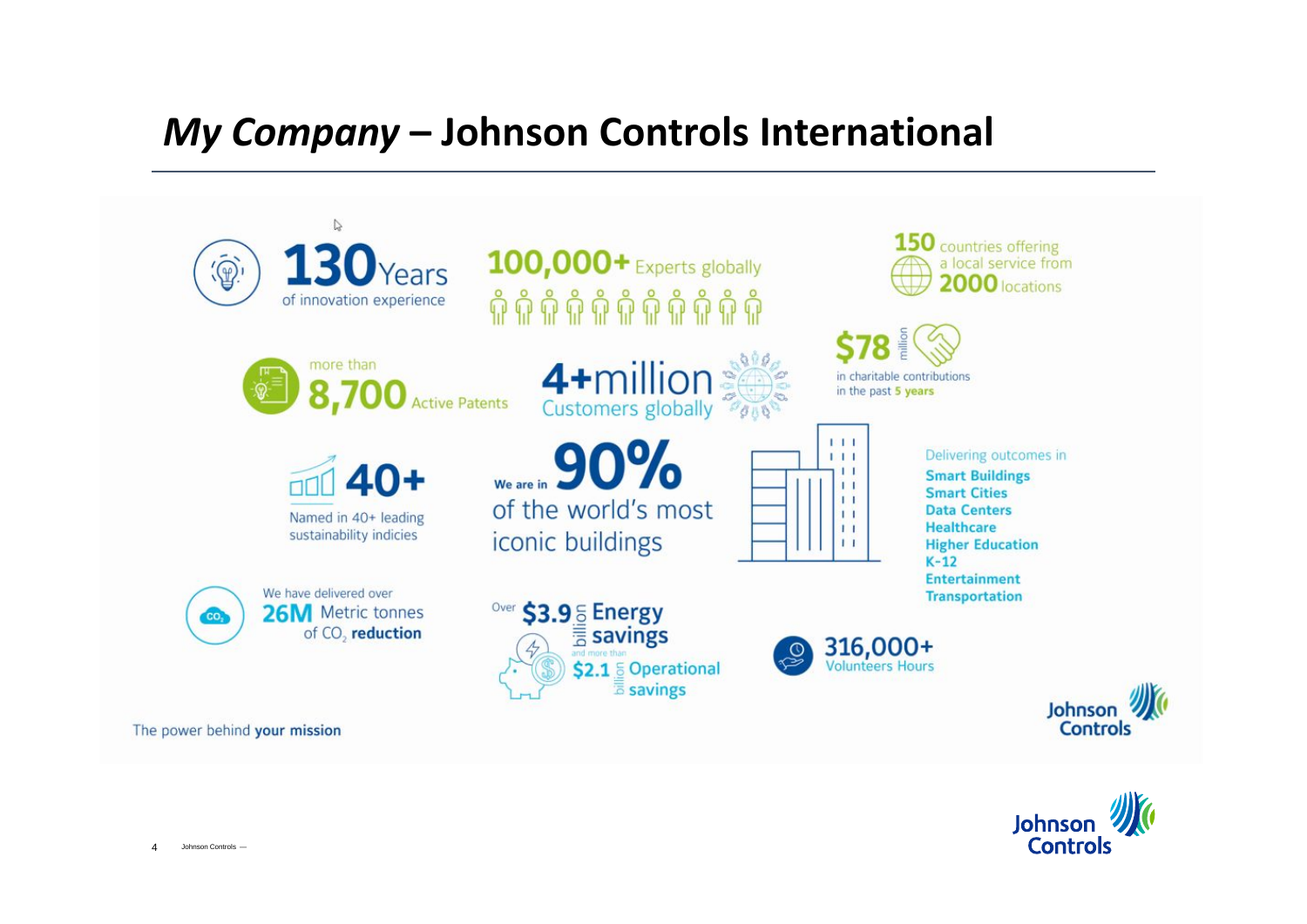# *My Company* – Johnson Controls International

**130** Years
of innovation experience

**100,000+** Experts globally

**150** countries offering a local service from **2000** locations

more than
**8,700** Active Patents

**4+million**
Customers globally

**$78** million
in charitable contributions in the past **5 years**

**40+**
Named in 40+ leading sustainability indicies

We are in **90%**
of the world's most iconic buildings

Delivering outcomes in
- **Smart Buildings**
- **Smart Cities**
- **Data Centers**
- **Healthcare**
- **Higher Education**
- **K-12**
- **Entertainment**
- **Transportation**

We have delivered over
**26M** Metric tonnes of $CO_2$ **reduction**

Over **$3.9** billion **Energy savings**
and more than
**$2.1** billion **Operational savings**

**316,000+**
Volunteers Hours

The power behind **your mission**

Johnson Controls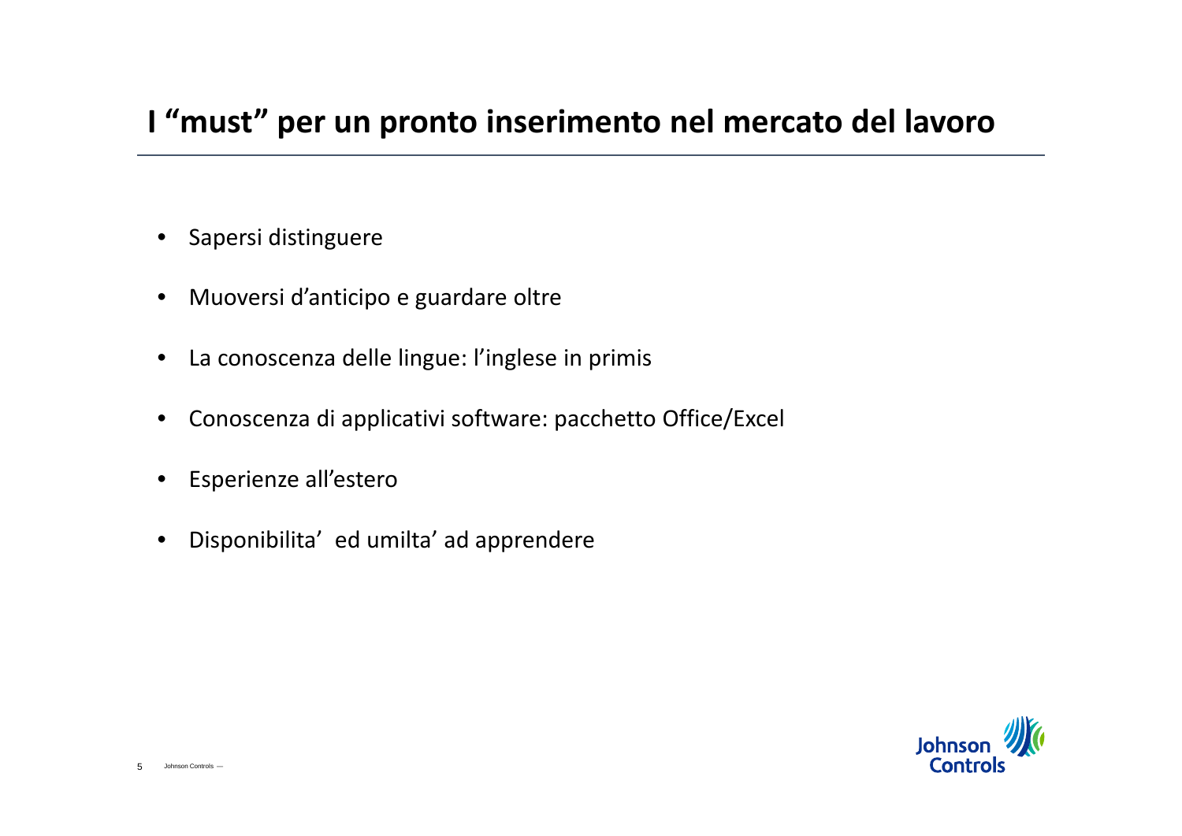# I "must" per un pronto inserimento nel mercato del lavoro

- Sapersi distinguere
- Muoversi d'anticipo e guardare oltre
- La conoscenza delle lingue: l'inglese in primis
- Conoscenza di applicativi software: pacchetto Office/Excel
- Esperienze all'estero
- Disponibilita'  ed umilta' ad apprendere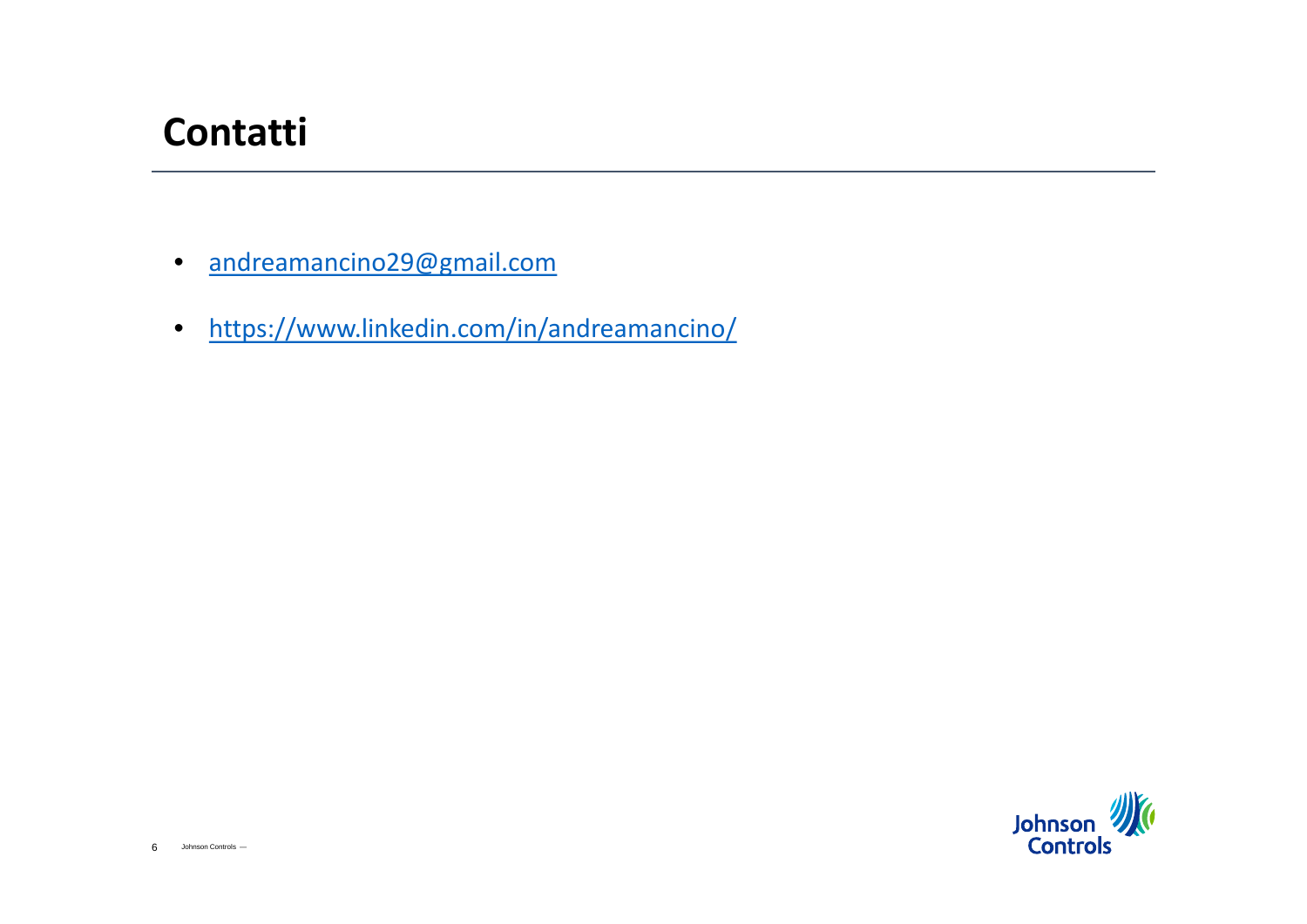# Contatti

- andreamancino29@gmail.com
- https://www.linkedin.com/in/andreamancino/